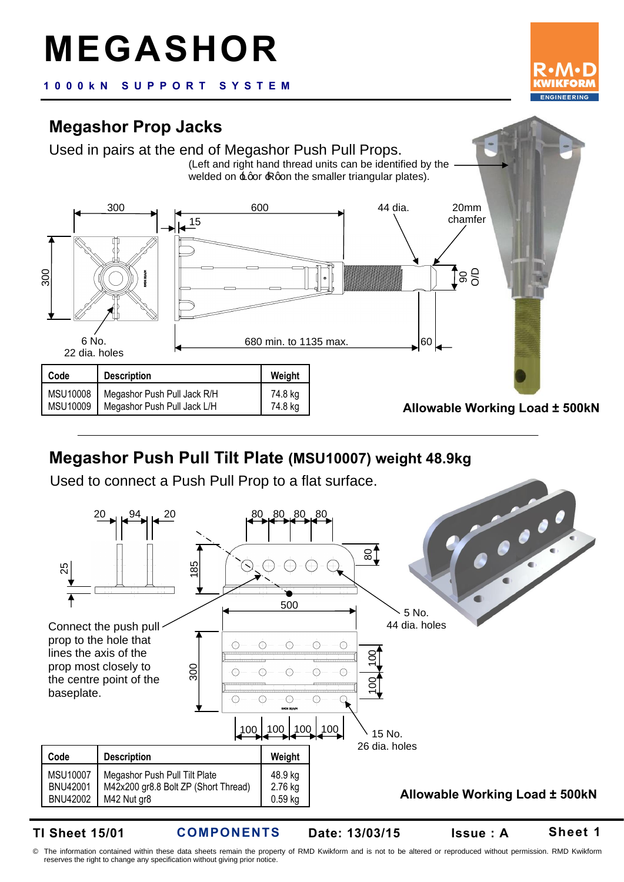# MEGASHOR

**1000kN SUPPORT SYSTEM**

## Megashor Prop Jacks

Used in pairs at the end of Megashor Push Pull Props.

(Left and right hand thread units can be identified by the welded on 'L' or 'R' on the smaller triangular plates).

300, 600, 15, 44 dia., 20mm chamfer, 300, 90 O/D, 6 No. 22 dia. holes, 680 min. to 1135 max., 60

| Code | Description | Weight |
|---|---|---|
| MSU10008 | Megashor Push Pull Jack R/H | 74.8 kg |
| MSU10009 | Megashor Push Pull Jack L/H | 74.8 kg |

**Allowable Working Load ± 500kN**

## Megashor Push Pull Tilt Plate (MSU10007) weight 48.9kg

Used to connect a Push Pull Prop to a flat surface.

20, 94, 20, 25, 80, 80, 80, 80, 185, 80, 500, 5 No. 44 dia. holes, 300, 100, 100, 100, 100, 100, 100, 15 No. 26 dia. holes

Connect the push pull prop to the hole that lines the axis of the prop most closely to the centre point of the baseplate.

| Code | Description | Weight |
|---|---|---|
| MSU10007 | Megashor Push Pull Tilt Plate | 48.9 kg |
| BNU42001 | M42x200 gr8.8 Bolt ZP (Short Thread) | 2.76 kg |
| BNU42002 | M42 Nut gr8 | 0.59 kg |

**Allowable Working Load ± 500kN**

TI Sheet 15/01 COMPONENTS Date: 13/03/15 Issue : A Sheet 1

© The information contained within these data sheets remain the property of RMD Kwikform and is not to be altered or reproduced without permission. RMD Kwikform reserves the right to change any specification without giving prior notice.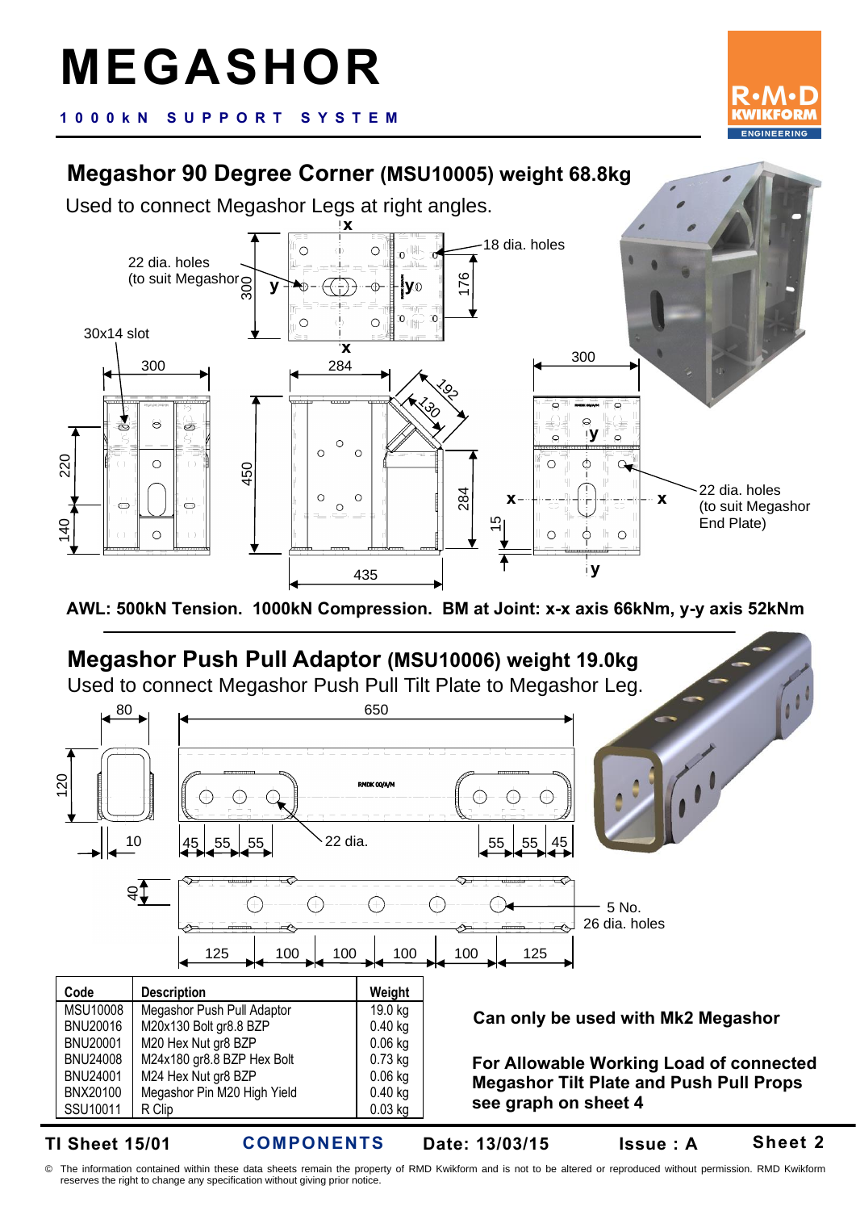# MEGASHOR

**1000kN SUPPORT SYSTEM**

## Megashor 90 Degree Corner (MSU10005) weight 68.8kg

Used to connect Megashor Legs at right angles.

22 dia. holes (to suit Megashor)

18 dia. holes

30x14 slot

22 dia. holes (to suit Megashor End Plate)

**AWL: 500kN Tension. 1000kN Compression. BM at Joint: x-x axis 66kNm, y-y axis 52kNm**

## Megashor Push Pull Adaptor (MSU10006) weight 19.0kg

Used to connect Megashor Push Pull Tilt Plate to Megashor Leg.

22 dia.

5 No. 26 dia. holes

| Code | Description | Weight |
|---|---|---|
| MSU10008 | Megashor Push Pull Adaptor | 19.0 kg |
| BNU20016 | M20x130 Bolt gr8.8 BZP | 0.40 kg |
| BNU20001 | M20 Hex Nut gr8 BZP | 0.06 kg |
| BNU24008 | M24x180 gr8.8 BZP Hex Bolt | 0.73 kg |
| BNU24001 | M24 Hex Nut gr8 BZP | 0.06 kg |
| BNX20100 | Megashor Pin M20 High Yield | 0.40 kg |
| SSU10011 | R Clip | 0.03 kg |

**Can only be used with Mk2 Megashor**

**For Allowable Working Load of connected Megashor Tilt Plate and Push Pull Props see graph on sheet 4**

**TI Sheet 15/01** **COMPONENTS** **Date: 13/03/15** **Issue : A** **Sheet 2**

© The information contained within these data sheets remain the property of RMD Kwikform and is not to be altered or reproduced without permission. RMD Kwikform reserves the right to change any specification without giving prior notice.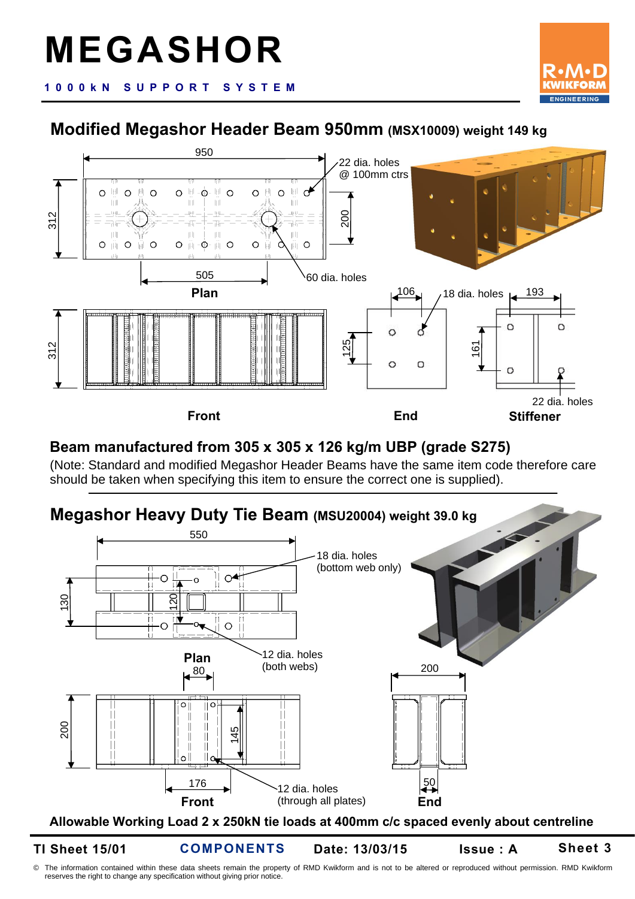# MEGASHOR

**1000kN SUPPORT SYSTEM**

## Modified Megashor Header Beam 950mm (MSX10009) weight 149 kg

950

22 dia. holes @ 100mm ctrs

312

200

505

60 dia. holes

**Plan**

312

106

18 dia. holes

193

125

161

22 dia. holes

**Front** **End** **Stiffener**

### Beam manufactured from 305 x 305 x 126 kg/m UBP (grade S275)

(Note: Standard and modified Megashor Header Beams have the same item code therefore care should be taken when specifying this item to ensure the correct one is supplied).

## Megashor Heavy Duty Tie Beam (MSU20004) weight 39.0 kg

550

18 dia. holes (bottom web only)

130

120

**Plan**

12 dia. holes (both webs)

80

200

200

145

176

12 dia. holes (through all plates)

50

**Front** **End**

**Allowable Working Load 2 x 250kN tie loads at 400mm c/c spaced evenly about centreline**

**TI Sheet 15/01** **COMPONENTS** **Date: 13/03/15** **Issue : A** **Sheet 3**

© The information contained within these data sheets remain the property of RMD Kwikform and is not to be altered or reproduced without permission. RMD Kwikform reserves the right to change any specification without giving prior notice.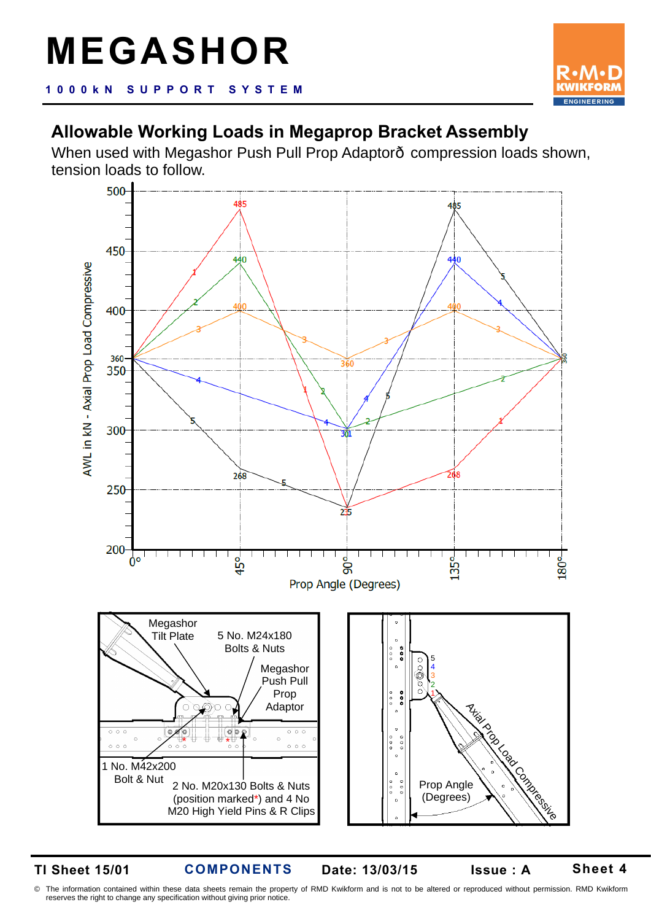# MEGASHOR

**1000kN SUPPORT SYSTEM**

## Allowable Working Loads in Megaprop Bracket Assembly

When used with Megashor Push Pull Prop Adaptorð compression loads shown, tension loads to follow.

AWL in kN - Axial Prop Load Compressive

500
450
400
360
350
300
250
200

0°
45°
90°
135°
180°

Prop Angle (Degrees)

485
440
400
360
301
268
235
485
440
400
268
360

1
2
3
4
5

Megashor Tilt Plate

5 No. M24x180 Bolts & Nuts

Megashor Push Pull Prop Adaptor

1 No. M42x200 Bolt & Nut

2 No. M20x130 Bolts & Nuts (position marked*) and 4 No M20 High Yield Pins & R Clips

5
4
3
2
1

Axial Prop Load Compressive

Prop Angle (Degrees)

TI Sheet 15/01 | COMPONENTS | Date: 13/03/15 | Issue : A

© The information contained within these data sheets remain the property of RMD Kwikform and is not to be altered or reproduced without permission. RMD Kwikform reserves the right to change any specification without giving prior notice.